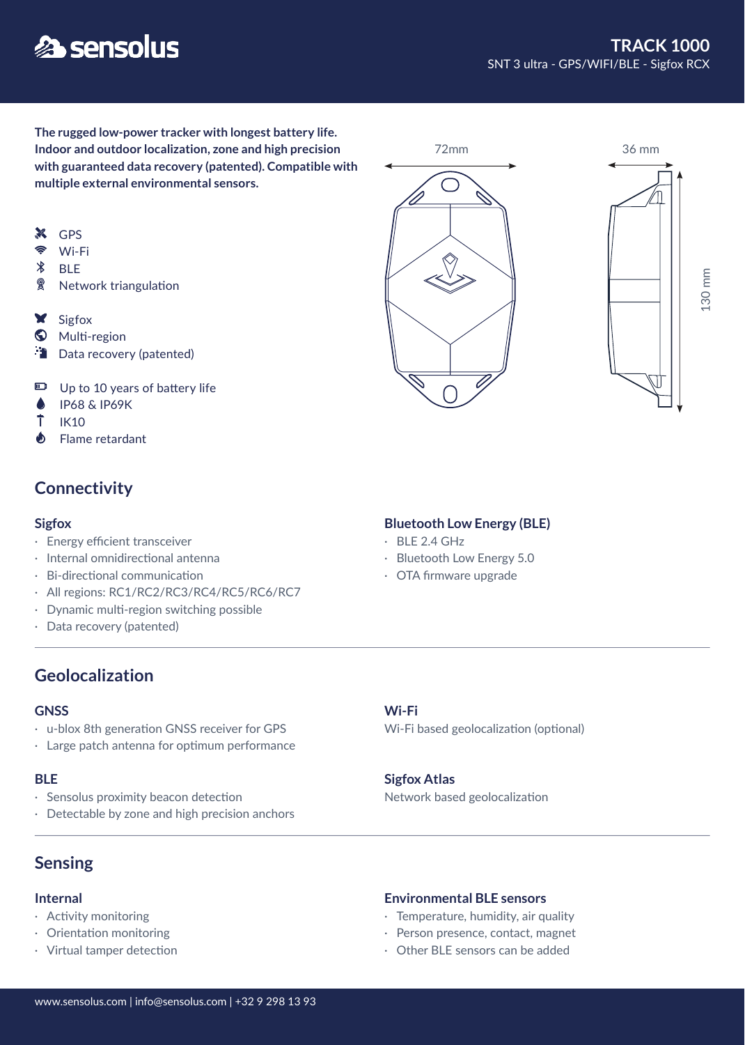# TRACK 1000

SNT 3 ultra - GPS/WIFI/BLE - Sigfox RCX

**The rugged low-power tracker with longest battery life. Indoor and outdoor localization, zone and high precision with guaranteed data recovery (patented). Compatible with multiple external environmental sensors.**

72mm

36 mm

130 mm

- GPS
- Wi-Fi
- BLE
- Network triangulation

- Sigfox
- Multi-region
- Data recovery (patented)

- Up to 10 years of battery life
- IP68 & IP69K
- IK10
- Flame retardant

## Connectivity

### Sigfox

- Energy efficient transceiver
- Internal omnidirectional antenna
- Bi-directional communication
- All regions: RC1/RC2/RC3/RC4/RC5/RC6/RC7
- Dynamic multi-region switching possible
- Data recovery (patented)

### Bluetooth Low Energy (BLE)

- BLE 2.4 GHz
- Bluetooth Low Energy 5.0
- OTA firmware upgrade

## Geolocalization

### GNSS

- u-blox 8th generation GNSS receiver for GPS
- Large patch antenna for optimum performance

### BLE

- Sensolus proximity beacon detection
- Detectable by zone and high precision anchors

### Wi-Fi

Wi-Fi based geolocalization (optional)

### Sigfox Atlas

Network based geolocalization

## Sensing

### Internal

- Activity monitoring
- Orientation monitoring
- Virtual tamper detection

### Environmental BLE sensors

- Temperature, humidity, air quality
- Person presence, contact, magnet
- Other BLE sensors can be added

www.sensolus.com | info@sensolus.com | +32 9 298 13 93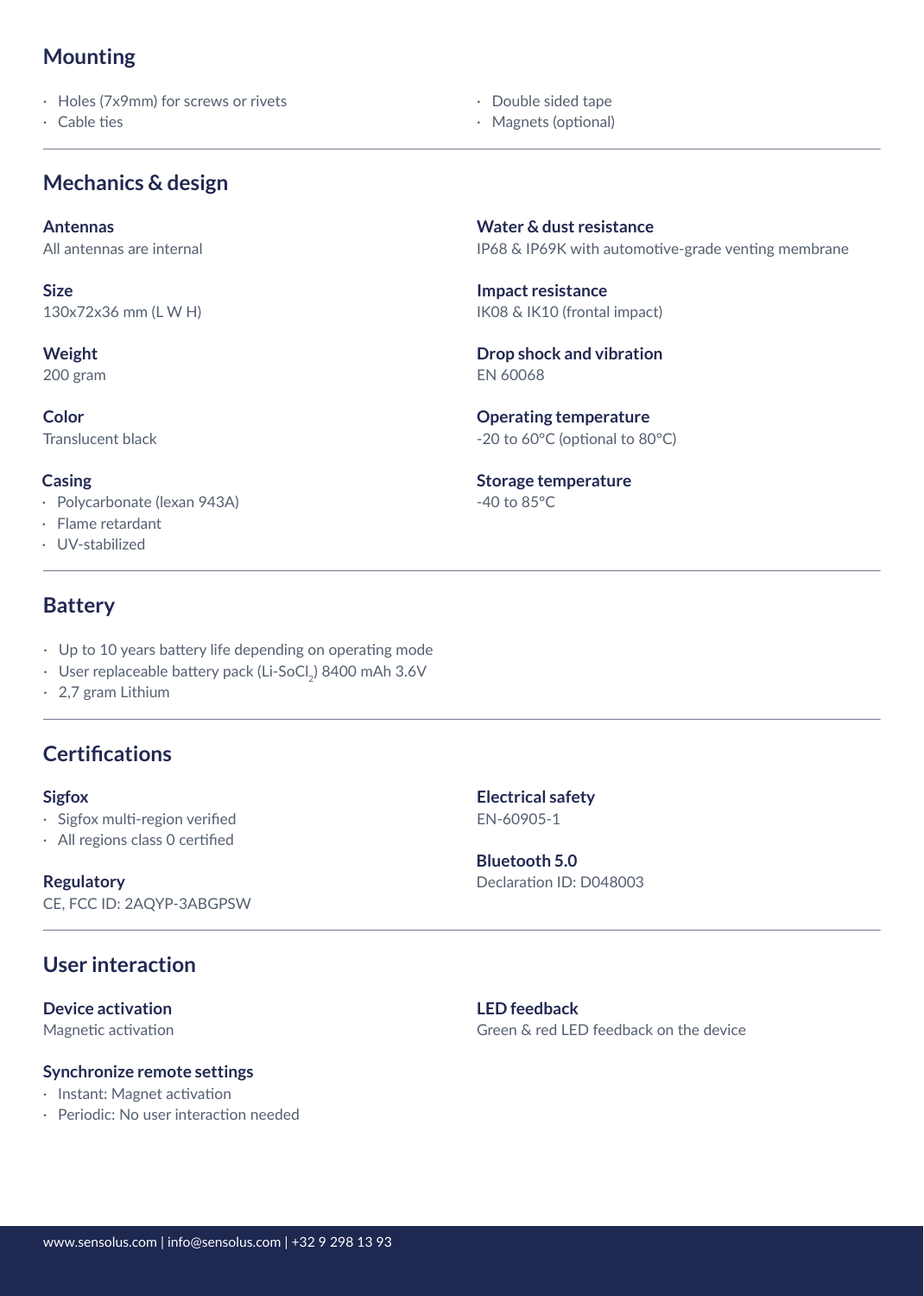## Mounting

- Holes (7x9mm) for screws or rivets
- Cable ties
- Double sided tape
- Magnets (optional)

## Mechanics & design

### Antennas
All antennas are internal

### Size
130x72x36 mm (L W H)

### Weight
200 gram

### Color
Translucent black

### Casing
- Polycarbonate (lexan 943A)
- Flame retardant
- UV-stabilized

### Water & dust resistance
IP68 & IP69K with automotive-grade venting membrane

### Impact resistance
IK08 & IK10 (frontal impact)

### Drop shock and vibration
EN 60068

### Operating temperature
-20 to 60°C (optional to 80°C)

### Storage temperature
-40 to 85°C

## Battery

- Up to 10 years battery life depending on operating mode
- User replaceable battery pack (Li-$SoCl_2$) 8400 mAh 3.6V
- 2,7 gram Lithium

## Certifications

### Sigfox
- Sigfox multi-region verified
- All regions class 0 certified

### Regulatory
CE, FCC ID: 2AQYP-3ABGPSW

### Electrical safety
EN-60905-1

### Bluetooth 5.0
Declaration ID: D048003

## User interaction

### Device activation
Magnetic activation

### Synchronize remote settings
- Instant: Magnet activation
- Periodic: No user interaction needed

### LED feedback
Green & red LED feedback on the device

www.sensolus.com | info@sensolus.com | +32 9 298 13 93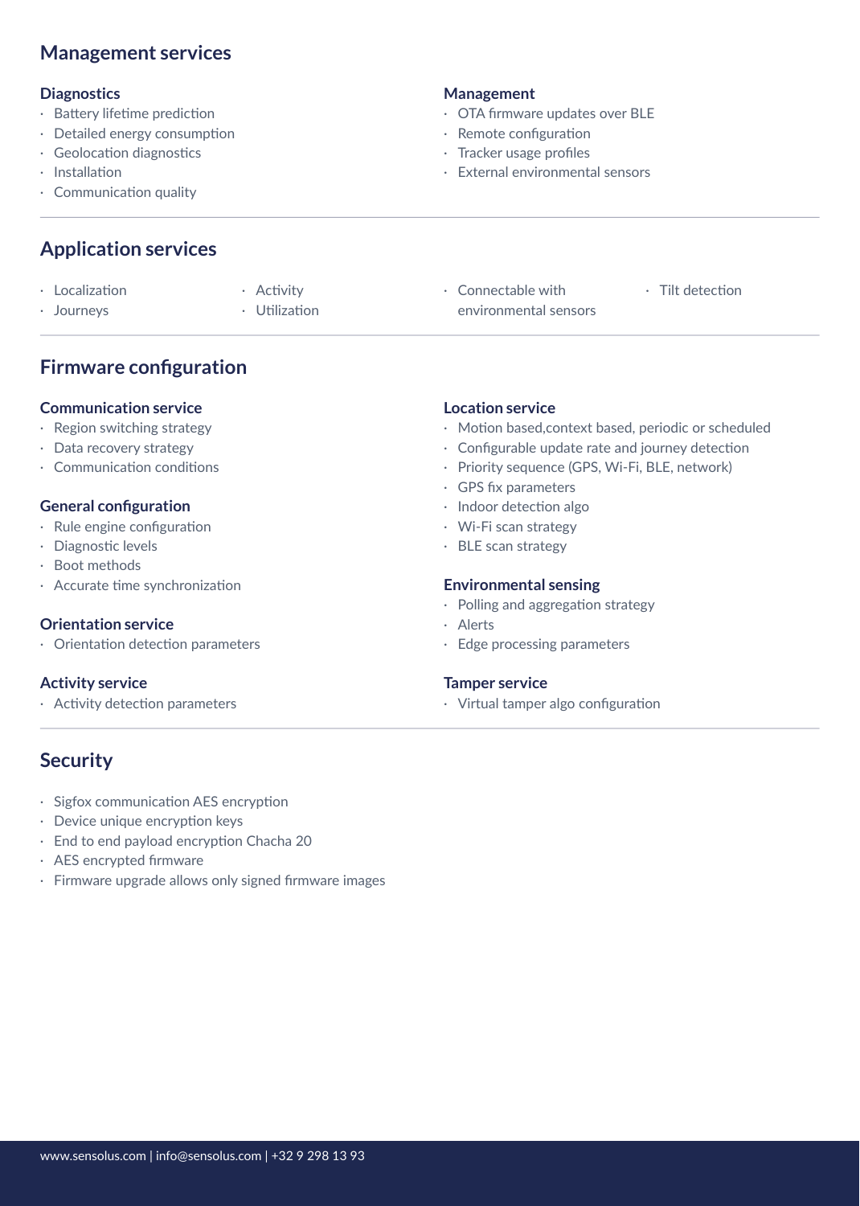## Management services

### Diagnostics

- Battery lifetime prediction
- Detailed energy consumption
- Geolocation diagnostics
- Installation
- Communication quality

### Management

- OTA firmware updates over BLE
- Remote configuration
- Tracker usage profiles
- External environmental sensors

## Application services

- Localization
- Journeys
- Activity
- Utilization
- Connectable with environmental sensors
- Tilt detection

## Firmware configuration

### Communication service

- Region switching strategy
- Data recovery strategy
- Communication conditions

### General configuration

- Rule engine configuration
- Diagnostic levels
- Boot methods
- Accurate time synchronization

### Orientation service

- Orientation detection parameters

### Activity service

- Activity detection parameters

### Location service

- Motion based,context based, periodic or scheduled
- Configurable update rate and journey detection
- Priority sequence (GPS, Wi-Fi, BLE, network)
- GPS fix parameters
- Indoor detection algo
- Wi-Fi scan strategy
- BLE scan strategy

### Environmental sensing

- Polling and aggregation strategy
- Alerts
- Edge processing parameters

### Tamper service

- Virtual tamper algo configuration

## Security

- Sigfox communication AES encryption
- Device unique encryption keys
- End to end payload encryption Chacha 20
- AES encrypted firmware
- Firmware upgrade allows only signed firmware images

www.sensolus.com | info@sensolus.com | +32 9 298 13 93